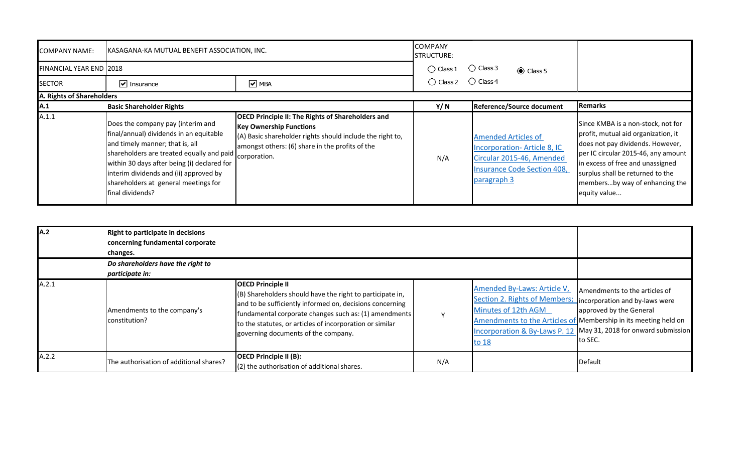| COMPANY NAME: | KASAGANA-KA MUTUAL BENEFIT ASSOCIATION, INC. | | COMPANY STRUCTURE: | | |
|---|---|---|---|---|---|
| FINANCIAL YEAR END | 2018 | | ○ Class 1 ○ Class 3 ◉ Class 5 | | |
| SECTOR | ☑ Insurance | ☑ MBA | ○ Class 2 ○ Class 4 | | |

**A. Rights of Shareholders**

| A.1 | Basic Shareholder Rights | | Y/ N | Reference/Source document | Remarks |
|---|---|---|---|---|---|
| A.1.1 | Does the company pay (interim and final/annual) dividends in an equitable and timely manner; that is, all shareholders are treated equally and paid within 30 days after being (i) declared for interim dividends and (ii) approved by shareholders at general meetings for final dividends? | **OECD Principle II: The Rights of Shareholders and Key Ownership Functions** (A) Basic shareholder rights should include the right to, amongst others: (6) share in the profits of the corporation. | N/A | Amended Articles of Incorporation- Article 8, IC Circular 2015-46, Amended Insurance Code Section 408, paragraph 3 | Since KMBA is a non-stock, not for profit, mutual aid organization, it does not pay dividends. However, per IC circular 2015-46, any amount in excess of free and unassigned surplus shall be returned to the members...by way of enhancing the equity value... |

| A.2 | Right to participate in decisions concerning fundamental corporate changes. | | | | |
|---|---|---|---|---|---|
| | *Do shareholders have the right to participate in:* | | | | |
| A.2.1 | Amendments to the company's constitution? | **OECD Principle II** (B) Shareholders should have the right to participate in, and to be sufficiently informed on, decisions concerning fundamental corporate changes such as: (1) amendments to the statutes, or articles of incorporation or similar governing documents of the company. | Y | Amended By-Laws: Article V, Section 2. Rights of Members; Minutes of 12th AGM Amendments to the Articles of Incorporation & By-Laws P. 12 to 18 | Amendments to the articles of incorporation and by-laws were approved by the General Membership in its meeting held on May 31, 2018 for onward submission to SEC. |
| A.2.2 | The authorisation of additional shares? | **OECD Principle II (B):** (2) the authorisation of additional shares. | N/A | | Default |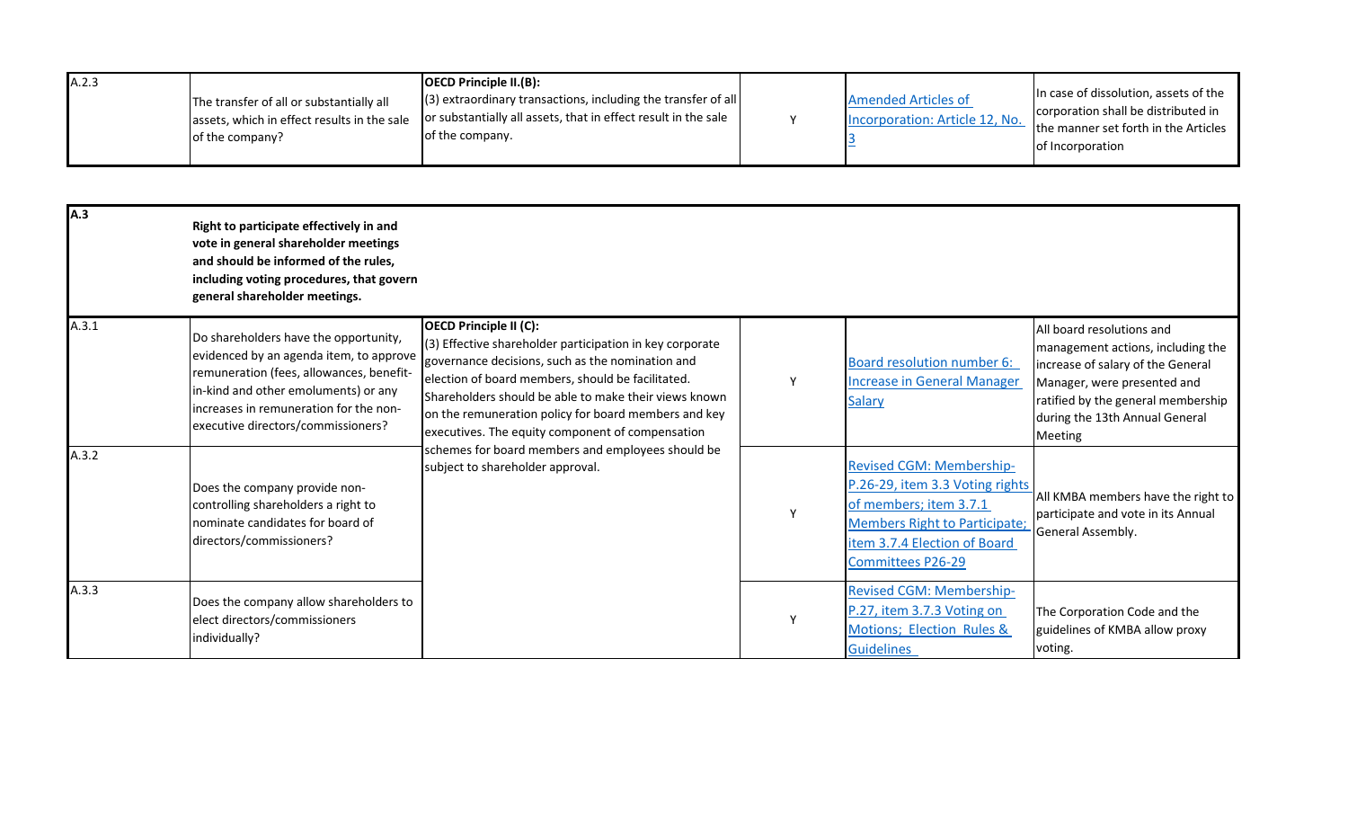| | | | | | |
|---|---|---|---|---|---|
| A.2.3 | The transfer of all or substantially all assets, which in effect results in the sale of the company? | **OECD Principle II.(B):** (3) extraordinary transactions, including the transfer of all or substantially all assets, that in effect result in the sale of the company. | Y | Amended Articles of Incorporation: Article 12, No. 3 | In case of dissolution, assets of the corporation shall be distributed in the manner set forth in the Articles of Incorporation |

| | | | | | |
|---|---|---|---|---|---|
| **A.3** | **Right to participate effectively in and vote in general shareholder meetings and should be informed of the rules, including voting procedures, that govern general shareholder meetings.** | | | | |
| A.3.1 | Do shareholders have the opportunity, evidenced by an agenda item, to approve remuneration (fees, allowances, benefit-in-kind and other emoluments) or any increases in remuneration for the non-executive directors/commissioners? | **OECD Principle II (C):** (3) Effective shareholder participation in key corporate governance decisions, such as the nomination and election of board members, should be facilitated. Shareholders should be able to make their views known on the remuneration policy for board members and key executives. The equity component of compensation schemes for board members and employees should be subject to shareholder approval. | Y | Board resolution number 6: Increase in General Manager Salary | All board resolutions and management actions, including the increase of salary of the General Manager, were presented and ratified by the general membership during the 13th Annual General Meeting |
| A.3.2 | Does the company provide non-controlling shareholders a right to nominate candidates for board of directors/commissioners? | | Y | Revised CGM: Membership-P.26-29, item 3.3 Voting rights of members; item 3.7.1 Members Right to Participate; item 3.7.4 Election of Board Committees P26-29 | All KMBA members have the right to participate and vote in its Annual General Assembly. |
| A.3.3 | Does the company allow shareholders to elect directors/commissioners individually? | | Y | Revised CGM: Membership-P.27, item 3.7.3 Voting on Motions; Election Rules & Guidelines | The Corporation Code and the guidelines of KMBA allow proxy voting. |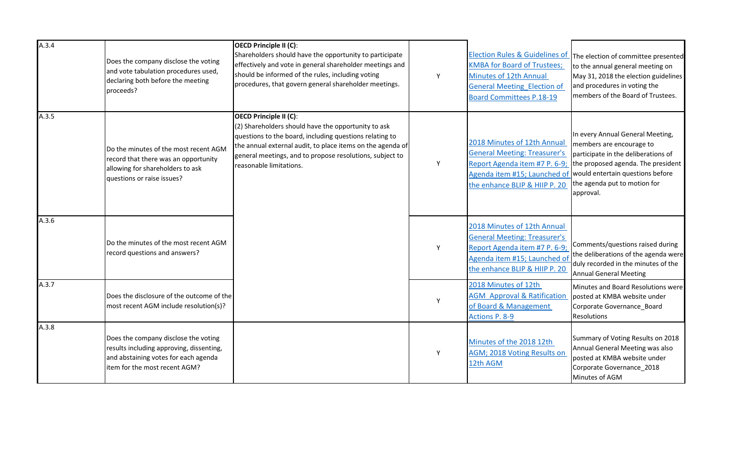| | | | | | |
|---|---|---|---|---|---|
| A.3.4 | Does the company disclose the voting and vote tabulation procedures used, declaring both before the meeting proceeds? | **OECD Principle II (C)**: Shareholders should have the opportunity to participate effectively and vote in general shareholder meetings and should be informed of the rules, including voting procedures, that govern general shareholder meetings. | Y | Election Rules & Guidelines of KMBA for Board of Trustees; Minutes of 12th Annual General Meeting_Election of Board Committees P.18-19 | The election of committee presented to the annual general meeting on May 31, 2018 the election guidelines and procedures in voting the members of the Board of Trustees. |
| A.3.5 | Do the minutes of the most recent AGM record that there was an opportunity allowing for shareholders to ask questions or raise issues? | **OECD Principle II (C)**: (2) Shareholders should have the opportunity to ask questions to the board, including questions relating to the annual external audit, to place items on the agenda of general meetings, and to propose resolutions, subject to reasonable limitations. | Y | 2018 Minutes of 12th Annual General Meeting: Treasurer's Report Agenda item #7 P. 6-9; Agenda item #15; Launched of the enhance BLIP & HIIP P. 20 | In every Annual General Meeting, members are encourage to participate in the deliberations of the proposed agenda. The president would entertain questions before the agenda put to motion for approval. |
| A.3.6 | Do the minutes of the most recent AGM record questions and answers? | | Y | 2018 Minutes of 12th Annual General Meeting: Treasurer's Report Agenda item #7 P. 6-9; Agenda item #15; Launched of the enhance BLIP & HIIP P. 20 | Comments/questions raised during the deliberations of the agenda were duly recorded in the minutes of the Annual General Meeting |
| A.3.7 | Does the disclosure of the outcome of the most recent AGM include resolution(s)? | | Y | 2018 Minutes of 12th AGM_Approval & Ratification of Board & Management Actions P. 8-9 | Minutes and Board Resolutions were posted at KMBA website under Corporate Governance_Board Resolutions |
| A.3.8 | Does the company disclose the voting results including approving, dissenting, and abstaining votes for each agenda item for the most recent AGM? | | Y | Minutes of the 2018 12th AGM; 2018 Voting Results on 12th AGM | Summary of Voting Results on 2018 Annual General Meeting was also posted at KMBA website under Corporate Governance_2018 Minutes of AGM |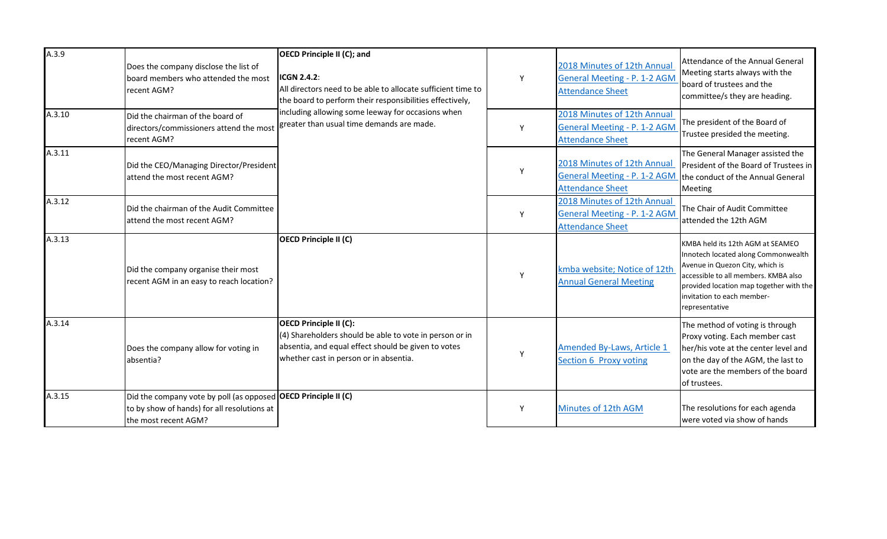| A.3.9 | Does the company disclose the list of board members who attended the most recent AGM? | **OECD Principle II (C); and** **ICGN 2.4.2**: All directors need to be able to allocate sufficient time to the board to perform their responsibilities effectively, including allowing some leeway for occasions when greater than usual time demands are made. | Y | 2018 Minutes of 12th Annual General Meeting - P. 1-2 AGM Attendance Sheet | Attendance of the Annual General Meeting starts always with the board of trustees and the committee/s they are heading. |
|---|---|---|---|---|---|
| A.3.10 | Did the chairman of the board of directors/commissioners attend the most recent AGM? | | Y | 2018 Minutes of 12th Annual General Meeting - P. 1-2 AGM Attendance Sheet | The president of the Board of Trustee presided the meeting. |
| A.3.11 | Did the CEO/Managing Director/President attend the most recent AGM? | | Y | 2018 Minutes of 12th Annual General Meeting - P. 1-2 AGM Attendance Sheet | The General Manager assisted the President of the Board of Trustees in the conduct of the Annual General Meeting |
| A.3.12 | Did the chairman of the Audit Committee attend the most recent AGM? | | Y | 2018 Minutes of 12th Annual General Meeting - P. 1-2 AGM Attendance Sheet | The Chair of Audit Committee attended the 12th AGM |
| A.3.13 | Did the company organise their most recent AGM in an easy to reach location? | **OECD Principle II (C)** | Y | kmba website; Notice of 12th Annual General Meeting | KMBA held its 12th AGM at SEAMEO Innotech located along Commonwealth Avenue in Quezon City, which is accessible to all members. KMBA also provided location map together with the invitation to each member-representative |
| A.3.14 | Does the company allow for voting in absentia? | **OECD Principle II (C):** (4) Shareholders should be able to vote in person or in absentia, and equal effect should be given to votes whether cast in person or in absentia. | Y | Amended By-Laws, Article 1 Section 6 Proxy voting | The method of voting is through Proxy voting. Each member cast her/his vote at the center level and on the day of the AGM, the last to vote are the members of the board of trustees. |
| A.3.15 | Did the company vote by poll (as opposed to by show of hands) for all resolutions at the most recent AGM? | **OECD Principle II (C)** | Y | Minutes of 12th AGM | The resolutions for each agenda were voted via show of hands |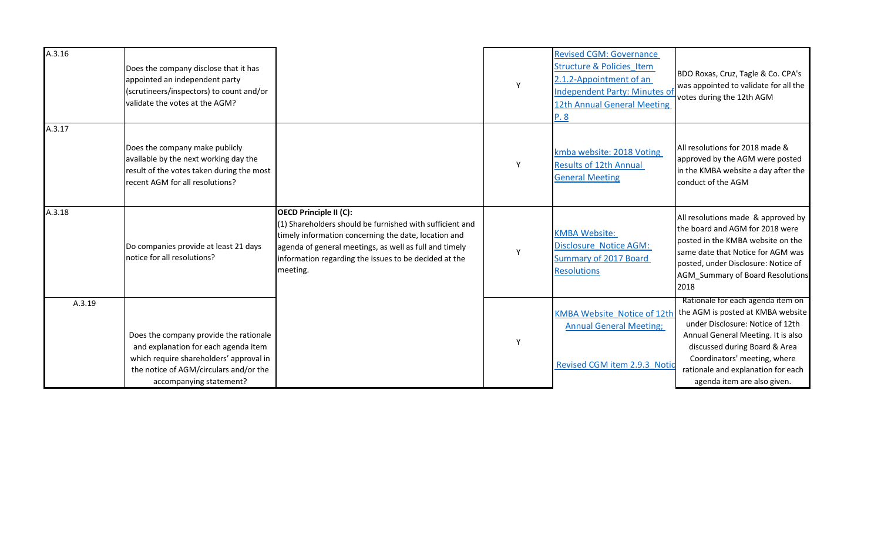| | | | | | |
|---|---|---|---|---|---|
| A.3.16 | Does the company disclose that it has appointed an independent party (scrutineers/inspectors) to count and/or validate the votes at the AGM? | | Y | Revised CGM: Governance Structure & Policies_Item 2.1.2-Appointment of an Independent Party: Minutes of 12th Annual General Meeting P. 8 | BDO Roxas, Cruz, Tagle & Co. CPA's was appointed to validate for all the votes during the 12th AGM |
| A.3.17 | Does the company make publicly available by the next working day the result of the votes taken during the most recent AGM for all resolutions? | | Y | kmba website: 2018 Voting Results of 12th Annual General Meeting | All resolutions for 2018 made & approved by the AGM were posted in the KMBA website a day after the conduct of the AGM |
| A.3.18 | Do companies provide at least 21 days notice for all resolutions? | **OECD Principle II (C):**<br>(1) Shareholders should be furnished with sufficient and timely information concerning the date, location and agenda of general meetings, as well as full and timely information regarding the issues to be decided at the meeting. | Y | KMBA Website: Disclosure_Notice AGM: Summary of 2017 Board Resolutions | All resolutions made & approved by the board and AGM for 2018 were posted in the KMBA website on the same date that Notice for AGM was posted, under Disclosure: Notice of AGM_Summary of Board Resolutions 2018 |
| A.3.19 | Does the company provide the rationale and explanation for each agenda item which require shareholders' approval in the notice of AGM/circulars and/or the accompanying statement? | | Y | KMBA Website_Notice of 12th Annual General Meeting;<br><br>Revised CGM item 2.9.3_Notic | Rationale for each agenda item on the AGM is posted at KMBA website under Disclosure: Notice of 12th Annual General Meeting. It is also discussed during Board & Area Coordinators' meeting, where rationale and explanation for each agenda item are also given. |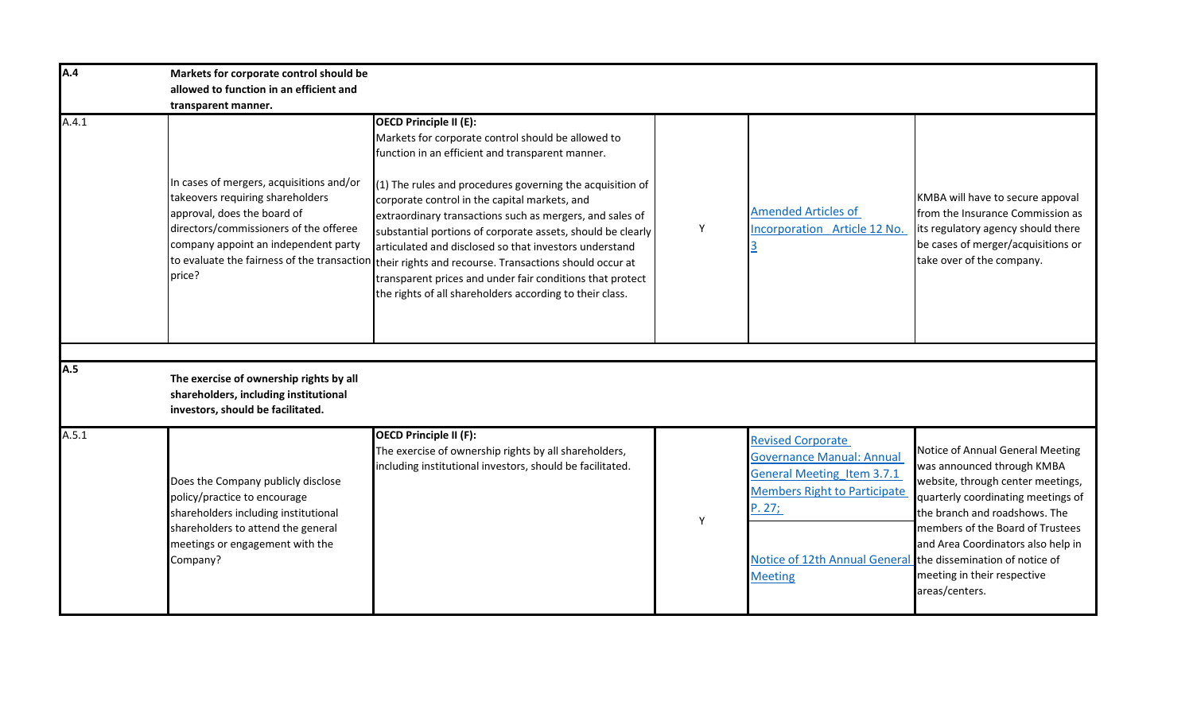| | | | | | |
|---|---|---|---|---|---|
| **A.4** | **Markets for corporate control should be allowed to function in an efficient and transparent manner.** | | | | |
| A.4.1 | In cases of mergers, acquisitions and/or takeovers requiring shareholders approval, does the board of directors/commissioners of the offeree company appoint an independent party to evaluate the fairness of the transaction price? | **OECD Principle II (E):** Markets for corporate control should be allowed to function in an efficient and transparent manner.<br><br>(1) The rules and procedures governing the acquisition of corporate control in the capital markets, and extraordinary transactions such as mergers, and sales of substantial portions of corporate assets, should be clearly articulated and disclosed so that investors understand their rights and recourse. Transactions should occur at transparent prices and under fair conditions that protect the rights of all shareholders according to their class. | Y | Amended Articles of Incorporation  Article 12 No. 3 | KMBA will have to secure appoval from the Insurance Commission as its regulatory agency should there be cases of merger/acquisitions or take over of the company. |
| **A.5** | **The exercise of ownership rights by all shareholders, including institutional investors, should be facilitated.** | | | | |
| A.5.1 | Does the Company publicly disclose policy/practice to encourage shareholders including institutional shareholders to attend the general meetings or engagement with the Company? | **OECD Principle II (F):** The exercise of ownership rights by all shareholders, including institutional investors, should be facilitated. | Y | Revised Corporate Governance Manual: Annual General Meeting_Item 3.7.1 Members Right to Participate P. 27;<br><br>Notice of 12th Annual General Meeting | Notice of Annual General Meeting was announced through KMBA website, through center meetings, quarterly coordinating meetings of the branch and roadshows. The members of the Board of Trustees and Area Coordinators also help in the dissemination of notice of meeting in their respective areas/centers. |